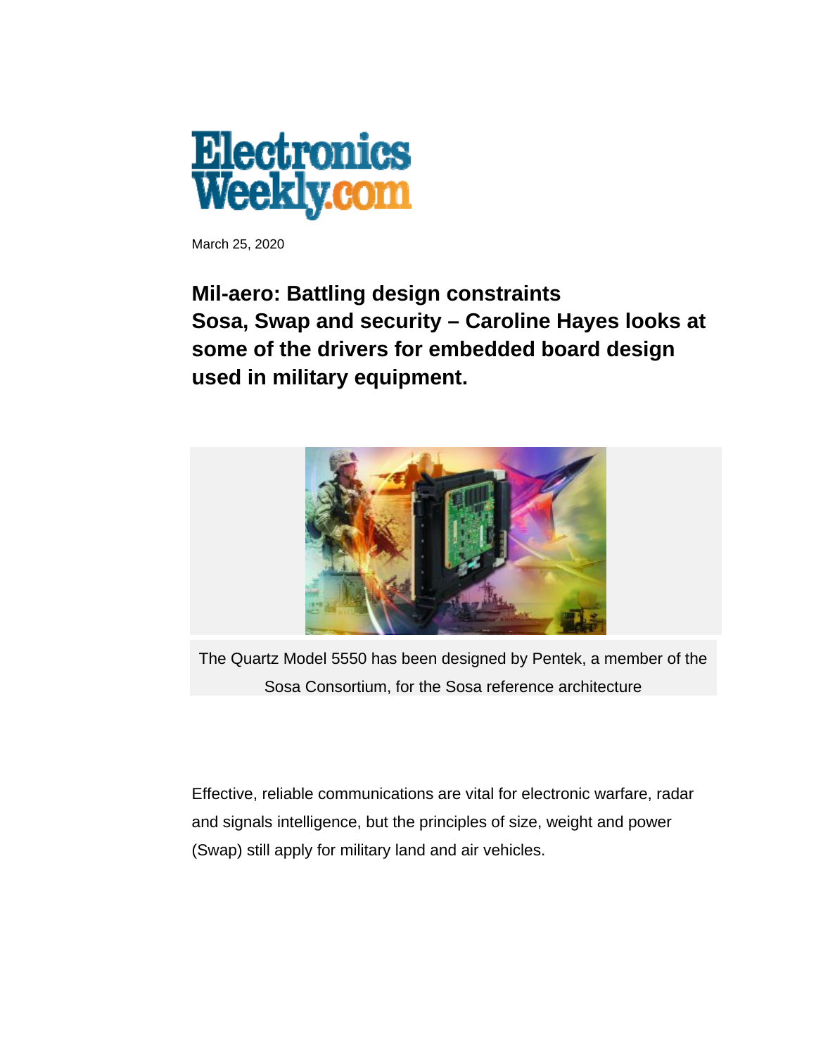Electronics Weekly.com

March 25, 2020

# Mil-aero: Battling design constraints

## Sosa, Swap and security – Caroline Hayes looks at some of the drivers for embedded board design used in military equipment.

The Quartz Model 5550 has been designed by Pentek, a member of the Sosa Consortium, for the Sosa reference architecture

Effective, reliable communications are vital for electronic warfare, radar and signals intelligence, but the principles of size, weight and power (Swap) still apply for military land and air vehicles.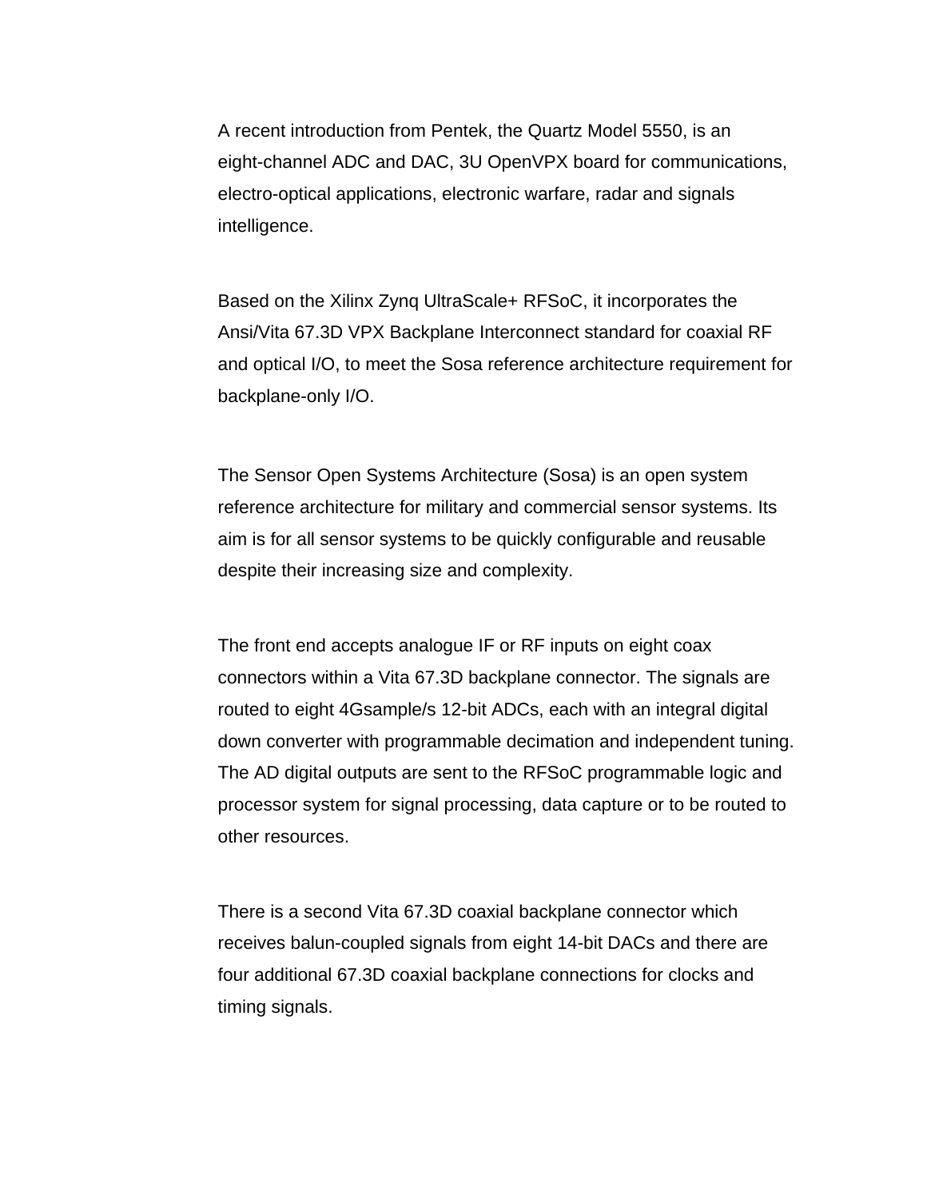A recent introduction from Pentek, the Quartz Model 5550, is an eight-channel ADC and DAC, 3U OpenVPX board for communications, electro-optical applications, electronic warfare, radar and signals intelligence.

Based on the Xilinx Zynq UltraScale+ RFSoC, it incorporates the Ansi/Vita 67.3D VPX Backplane Interconnect standard for coaxial RF and optical I/O, to meet the Sosa reference architecture requirement for backplane-only I/O.

The Sensor Open Systems Architecture (Sosa) is an open system reference architecture for military and commercial sensor systems. Its aim is for all sensor systems to be quickly configurable and reusable despite their increasing size and complexity.

The front end accepts analogue IF or RF inputs on eight coax connectors within a Vita 67.3D backplane connector. The signals are routed to eight 4Gsample/s 12-bit ADCs, each with an integral digital down converter with programmable decimation and independent tuning. The AD digital outputs are sent to the RFSoC programmable logic and processor system for signal processing, data capture or to be routed to other resources.

There is a second Vita 67.3D coaxial backplane connector which receives balun-coupled signals from eight 14-bit DACs and there are four additional 67.3D coaxial backplane connections for clocks and timing signals.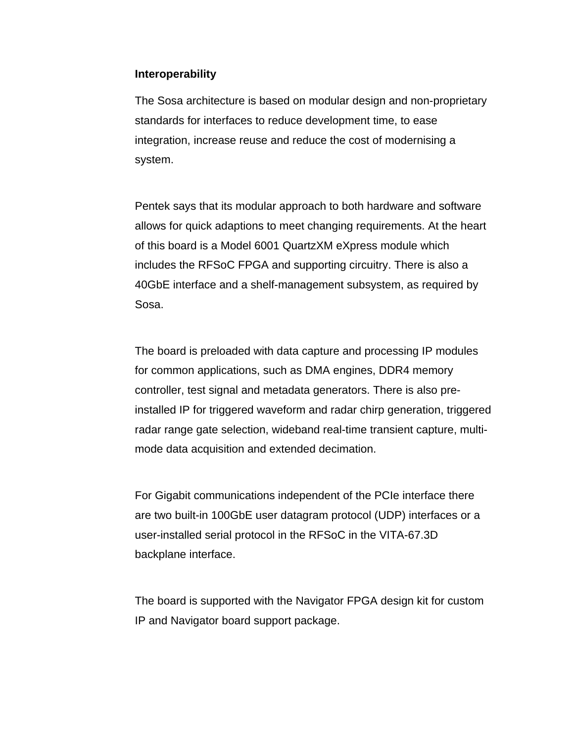**Interoperability**

The Sosa architecture is based on modular design and non-proprietary standards for interfaces to reduce development time, to ease integration, increase reuse and reduce the cost of modernising a system.

Pentek says that its modular approach to both hardware and software allows for quick adaptions to meet changing requirements. At the heart of this board is a Model 6001 QuartzXM eXpress module which includes the RFSoC FPGA and supporting circuitry. There is also a 40GbE interface and a shelf-management subsystem, as required by Sosa.

The board is preloaded with data capture and processing IP modules for common applications, such as DMA engines, DDR4 memory controller, test signal and metadata generators. There is also pre-installed IP for triggered waveform and radar chirp generation, triggered radar range gate selection, wideband real-time transient capture, multi-mode data acquisition and extended decimation.

For Gigabit communications independent of the PCIe interface there are two built-in 100GbE user datagram protocol (UDP) interfaces or a user-installed serial protocol in the RFSoC in the VITA-67.3D backplane interface.

The board is supported with the Navigator FPGA design kit for custom IP and Navigator board support package.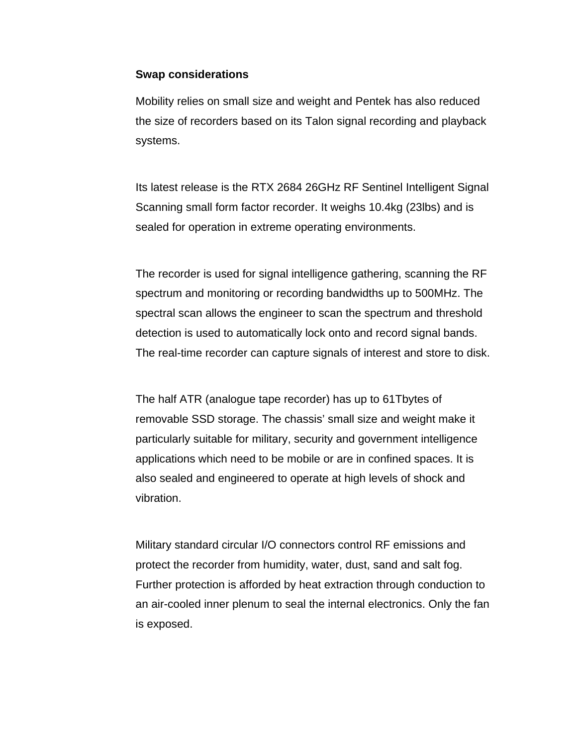**Swap considerations**

Mobility relies on small size and weight and Pentek has also reduced the size of recorders based on its Talon signal recording and playback systems.

Its latest release is the RTX 2684 26GHz RF Sentinel Intelligent Signal Scanning small form factor recorder. It weighs 10.4kg (23lbs) and is sealed for operation in extreme operating environments.

The recorder is used for signal intelligence gathering, scanning the RF spectrum and monitoring or recording bandwidths up to 500MHz. The spectral scan allows the engineer to scan the spectrum and threshold detection is used to automatically lock onto and record signal bands. The real-time recorder can capture signals of interest and store to disk.

The half ATR (analogue tape recorder) has up to 61Tbytes of removable SSD storage. The chassis' small size and weight make it particularly suitable for military, security and government intelligence applications which need to be mobile or are in confined spaces. It is also sealed and engineered to operate at high levels of shock and vibration.

Military standard circular I/O connectors control RF emissions and protect the recorder from humidity, water, dust, sand and salt fog. Further protection is afforded by heat extraction through conduction to an air-cooled inner plenum to seal the internal electronics. Only the fan is exposed.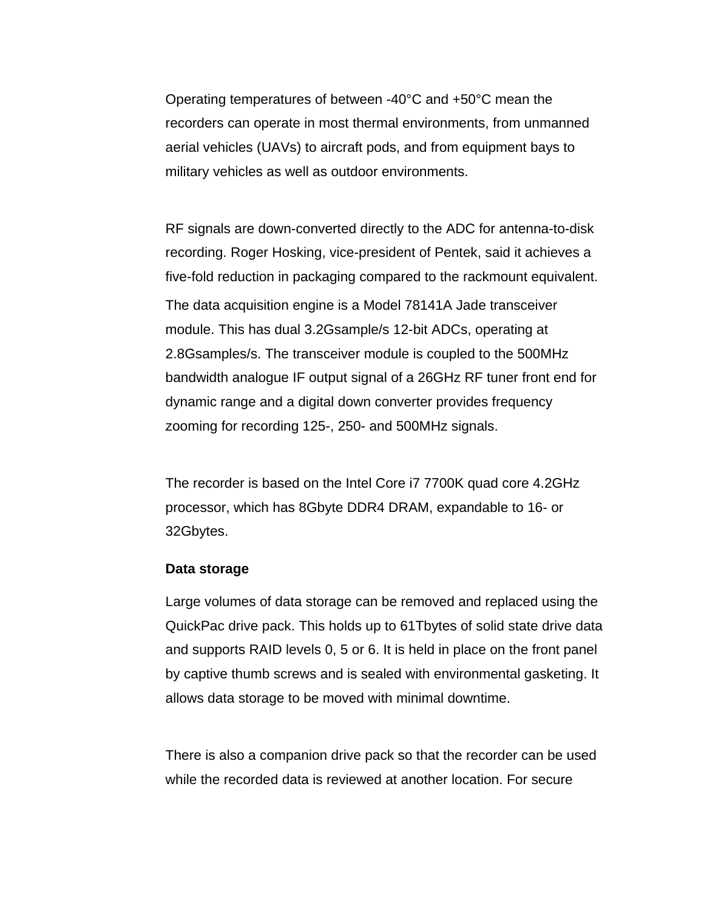Operating temperatures of between -40°C and +50°C mean the recorders can operate in most thermal environments, from unmanned aerial vehicles (UAVs) to aircraft pods, and from equipment bays to military vehicles as well as outdoor environments.

RF signals are down-converted directly to the ADC for antenna-to-disk recording. Roger Hosking, vice-president of Pentek, said it achieves a five-fold reduction in packaging compared to the rackmount equivalent.

The data acquisition engine is a Model 78141A Jade transceiver module. This has dual 3.2Gsample/s 12-bit ADCs, operating at 2.8Gsamples/s. The transceiver module is coupled to the 500MHz bandwidth analogue IF output signal of a 26GHz RF tuner front end for dynamic range and a digital down converter provides frequency zooming for recording 125-, 250- and 500MHz signals.

The recorder is based on the Intel Core i7 7700K quad core 4.2GHz processor, which has 8Gbyte DDR4 DRAM, expandable to 16- or 32Gbytes.

**Data storage**

Large volumes of data storage can be removed and replaced using the QuickPac drive pack. This holds up to 61Tbytes of solid state drive data and supports RAID levels 0, 5 or 6. It is held in place on the front panel by captive thumb screws and is sealed with environmental gasketing. It allows data storage to be moved with minimal downtime.

There is also a companion drive pack so that the recorder can be used while the recorded data is reviewed at another location. For secure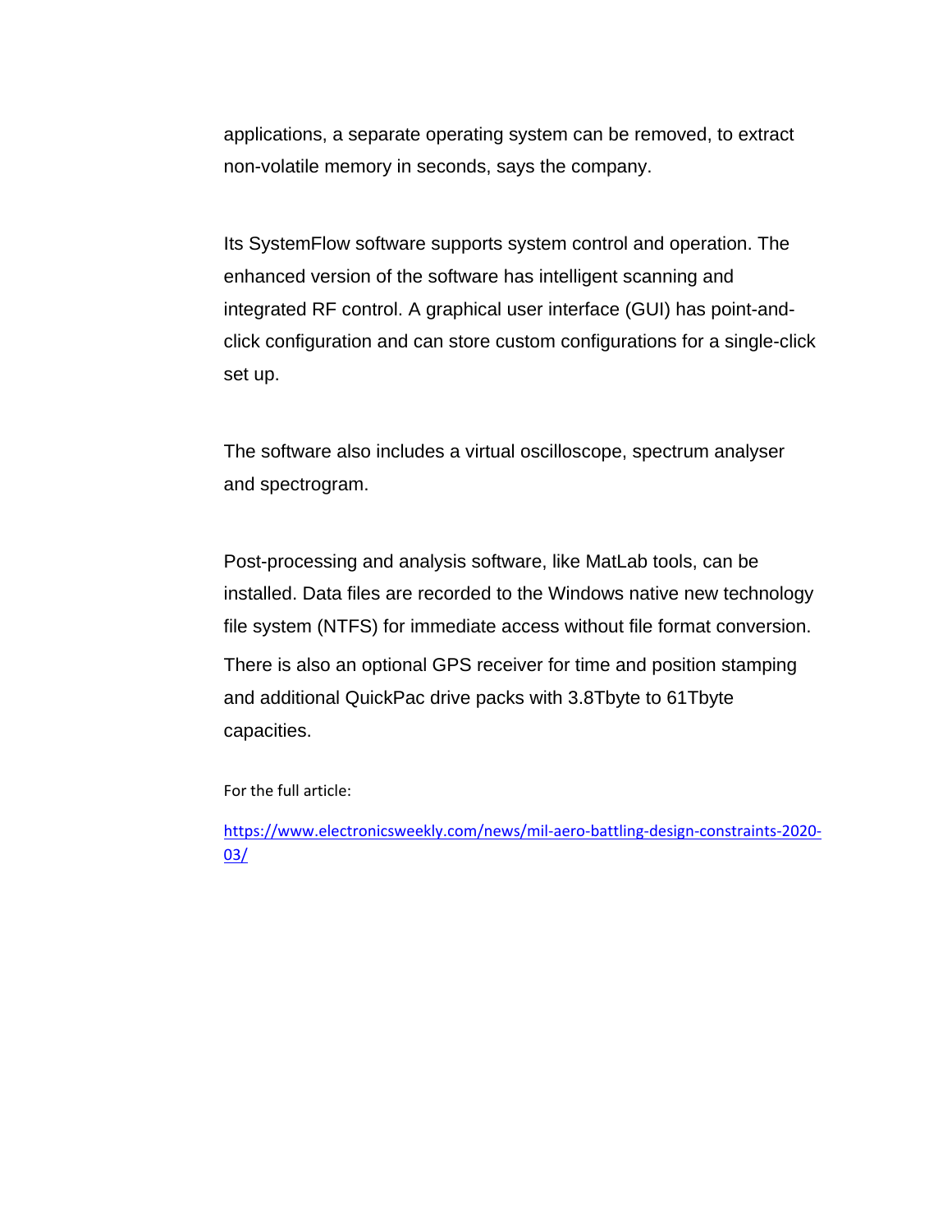applications, a separate operating system can be removed, to extract non-volatile memory in seconds, says the company.

Its SystemFlow software supports system control and operation. The enhanced version of the software has intelligent scanning and integrated RF control. A graphical user interface (GUI) has point-and-click configuration and can store custom configurations for a single-click set up.

The software also includes a virtual oscilloscope, spectrum analyser and spectrogram.

Post-processing and analysis software, like MatLab tools, can be installed. Data files are recorded to the Windows native new technology file system (NTFS) for immediate access without file format conversion. There is also an optional GPS receiver for time and position stamping and additional QuickPac drive packs with 3.8Tbyte to 61Tbyte capacities.

For the full article:

https://www.electronicsweekly.com/news/mil-aero-battling-design-constraints-2020-03/